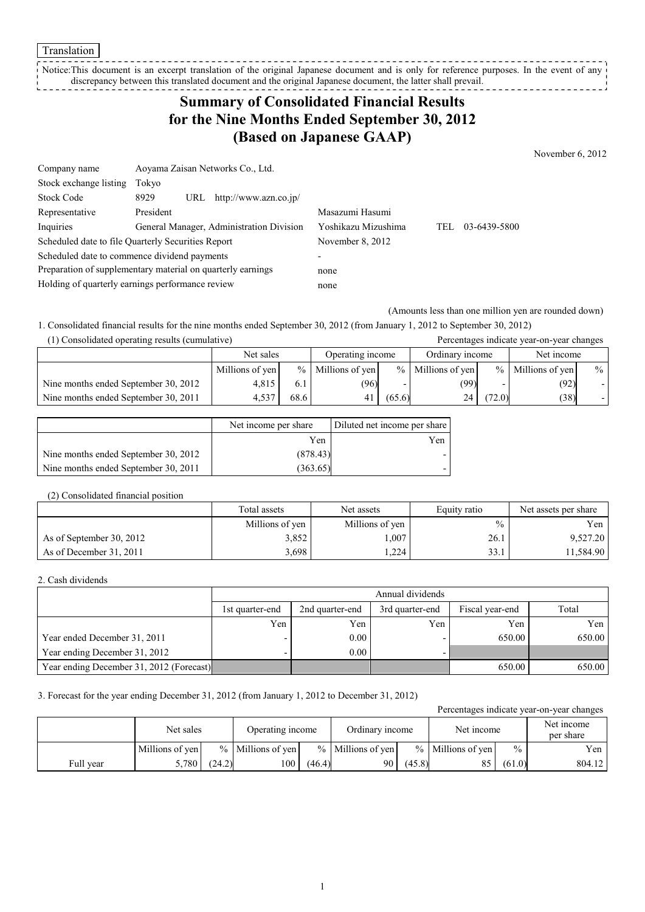Translation

Notice:This document is an excerpt translation of the original Japanese document and is only for reference purposes. In the event of any discrepancy between this translated document and the original Japanese document, the latter shall prevail.

# Summary of Consolidated Financial Results for the Nine Months Ended September 30, 2012 (Based on Japanese GAAP)

November 6, 2012

| | | | |
|---|---|---|---|
| Company name | Aoyama Zaisan Networks Co., Ltd. | | |
| Stock exchange listing | Tokyo | | |
| Stock Code | 8929 URL http://www.azn.co.jp/ | | |
| Representative | President | Masazumi Hasumi | |
| Inquiries | General Manager, Administration Division | Yoshikazu Mizushima | TEL 03-6439-5800 |
| Scheduled date to file Quarterly Securities Report | | November 8, 2012 | |
| Scheduled date to commence dividend payments | | - | |
| Preparation of supplementary material on quarterly earnings | | none | |
| Holding of quarterly earnings performance review | | none | |

(Amounts less than one million yen are rounded down)

1. Consolidated financial results for the nine months ended September 30, 2012 (from January 1, 2012 to September 30, 2012)

(1) Consolidated operating results (cumulative)

Percentages indicate year-on-year changes

| | Net sales | | Operating income | | Ordinary income | | Net income | |
|---|---|---|---|---|---|---|---|---|
| | Millions of yen | % | Millions of yen | % | Millions of yen | % | Millions of yen | % |
| Nine months ended September 30, 2012 | 4,815 | 6.1 | (96) | - | (99) | - | (92) | - |
| Nine months ended September 30, 2011 | 4,537 | 68.6 | 41 | (65.6) | 24 | (72.0) | (38) | - |

| | Net income per share | Diluted net income per share |
|---|---|---|
| | Yen | Yen |
| Nine months ended September 30, 2012 | (878.43) | - |
| Nine months ended September 30, 2011 | (363.65) | - |

(2) Consolidated financial position

| | Total assets | Net assets | Equity ratio | Net assets per share |
|---|---|---|---|---|
| | Millions of yen | Millions of yen | % | Yen |
| As of September 30, 2012 | 3,852 | 1,007 | 26.1 | 9,527.20 |
| As of December 31, 2011 | 3,698 | 1,224 | 33.1 | 11,584.90 |

2. Cash dividends

| | Annual dividends | | | | |
|---|---|---|---|---|---|
| | 1st quarter-end | 2nd quarter-end | 3rd quarter-end | Fiscal year-end | Total |
| | Yen | Yen | Yen | Yen | Yen |
| Year ended December 31, 2011 | - | 0.00 | - | 650.00 | 650.00 |
| Year ending December 31, 2012 | - | 0.00 | - | | |
| Year ending December 31, 2012 (Forecast) | | | | 650.00 | 650.00 |

3. Forecast for the year ending December 31, 2012 (from January 1, 2012 to December 31, 2012)

Percentages indicate year-on-year changes

| | Net sales | | Operating income | | Ordinary income | | Net income | | Net income per share |
|---|---|---|---|---|---|---|---|---|---|
| | Millions of yen | % | Millions of yen | % | Millions of yen | % | Millions of yen | % | Yen |
| Full year | 5,780 | (24.2) | 100 | (46.4) | 90 | (45.8) | 85 | (61.0) | 804.12 |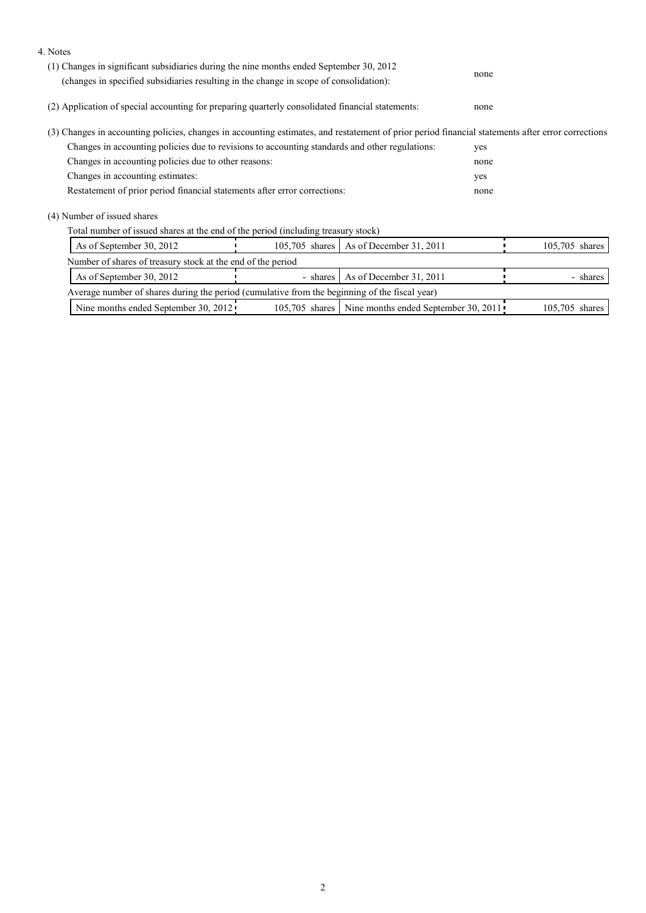4. Notes

(1) Changes in significant subsidiaries during the nine months ended September 30, 2012 (changes in specified subsidiaries resulting in the change in scope of consolidation): none

(2) Application of special accounting for preparing quarterly consolidated financial statements: none

(3) Changes in accounting policies, changes in accounting estimates, and restatement of prior period financial statements after error corrections

| | |
|---|---|
| Changes in accounting policies due to revisions to accounting standards and other regulations: | yes |
| Changes in accounting policies due to other reasons: | none |
| Changes in accounting estimates: | yes |
| Restatement of prior period financial statements after error corrections: | none |

(4) Number of issued shares

Total number of issued shares at the end of the period (including treasury stock)

| | | | |
|---|---|---|---|
| As of September 30, 2012 | 105,705 shares | As of December 31, 2011 | 105,705 shares |

Number of shares of treasury stock at the end of the period

| | | | |
|---|---|---|---|
| As of September 30, 2012 | - shares | As of December 31, 2011 | - shares |

Average number of shares during the period (cumulative from the beginning of the fiscal year)

| | | | |
|---|---|---|---|
| Nine months ended September 30, 2012 | 105,705 shares | Nine months ended September 30, 2011 | 105,705 shares |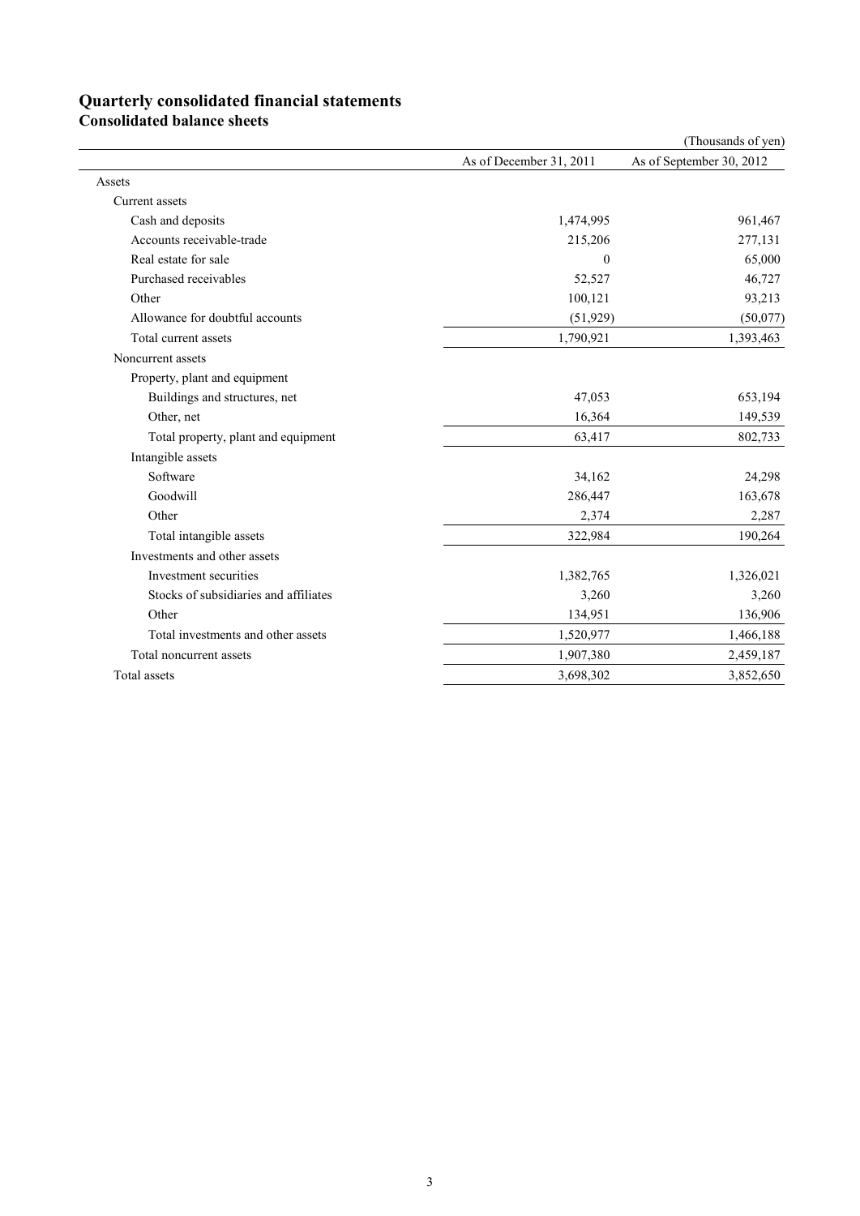# Quarterly consolidated financial statements

## Consolidated balance sheets

(Thousands of yen)

| | As of December 31, 2011 | As of September 30, 2012 |
|---|---|---|
| Assets | | |
| Current assets | | |
| Cash and deposits | 1,474,995 | 961,467 |
| Accounts receivable-trade | 215,206 | 277,131 |
| Real estate for sale | 0 | 65,000 |
| Purchased receivables | 52,527 | 46,727 |
| Other | 100,121 | 93,213 |
| Allowance for doubtful accounts | (51,929) | (50,077) |
| Total current assets | 1,790,921 | 1,393,463 |
| Noncurrent assets | | |
| Property, plant and equipment | | |
| Buildings and structures, net | 47,053 | 653,194 |
| Other, net | 16,364 | 149,539 |
| Total property, plant and equipment | 63,417 | 802,733 |
| Intangible assets | | |
| Software | 34,162 | 24,298 |
| Goodwill | 286,447 | 163,678 |
| Other | 2,374 | 2,287 |
| Total intangible assets | 322,984 | 190,264 |
| Investments and other assets | | |
| Investment securities | 1,382,765 | 1,326,021 |
| Stocks of subsidiaries and affiliates | 3,260 | 3,260 |
| Other | 134,951 | 136,906 |
| Total investments and other assets | 1,520,977 | 1,466,188 |
| Total noncurrent assets | 1,907,380 | 2,459,187 |
| Total assets | 3,698,302 | 3,852,650 |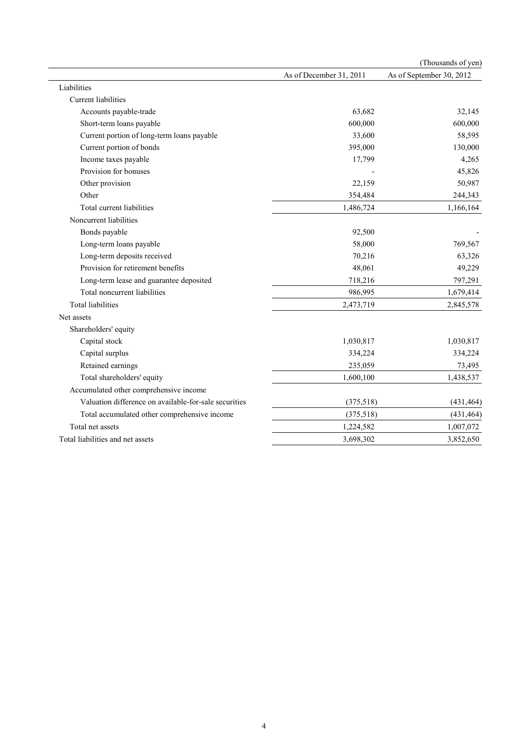(Thousands of yen)

| | As of December 31, 2011 | As of September 30, 2012 |
|---|---|---|
| Liabilities | | |
| Current liabilities | | |
| Accounts payable-trade | 63,682 | 32,145 |
| Short-term loans payable | 600,000 | 600,000 |
| Current portion of long-term loans payable | 33,600 | 58,595 |
| Current portion of bonds | 395,000 | 130,000 |
| Income taxes payable | 17,799 | 4,265 |
| Provision for bonuses | - | 45,826 |
| Other provision | 22,159 | 50,987 |
| Other | 354,484 | 244,343 |
| Total current liabilities | 1,486,724 | 1,166,164 |
| Noncurrent liabilities | | |
| Bonds payable | 92,500 | - |
| Long-term loans payable | 58,000 | 769,567 |
| Long-term deposits received | 70,216 | 63,326 |
| Provision for retirement benefits | 48,061 | 49,229 |
| Long-term lease and guarantee deposited | 718,216 | 797,291 |
| Total noncurrent liabilities | 986,995 | 1,679,414 |
| Total liabilities | 2,473,719 | 2,845,578 |
| Net assets | | |
| Shareholders' equity | | |
| Capital stock | 1,030,817 | 1,030,817 |
| Capital surplus | 334,224 | 334,224 |
| Retained earnings | 235,059 | 73,495 |
| Total shareholders' equity | 1,600,100 | 1,438,537 |
| Accumulated other comprehensive income | | |
| Valuation difference on available-for-sale securities | (375,518) | (431,464) |
| Total accumulated other comprehensive income | (375,518) | (431,464) |
| Total net assets | 1,224,582 | 1,007,072 |
| Total liabilities and net assets | 3,698,302 | 3,852,650 |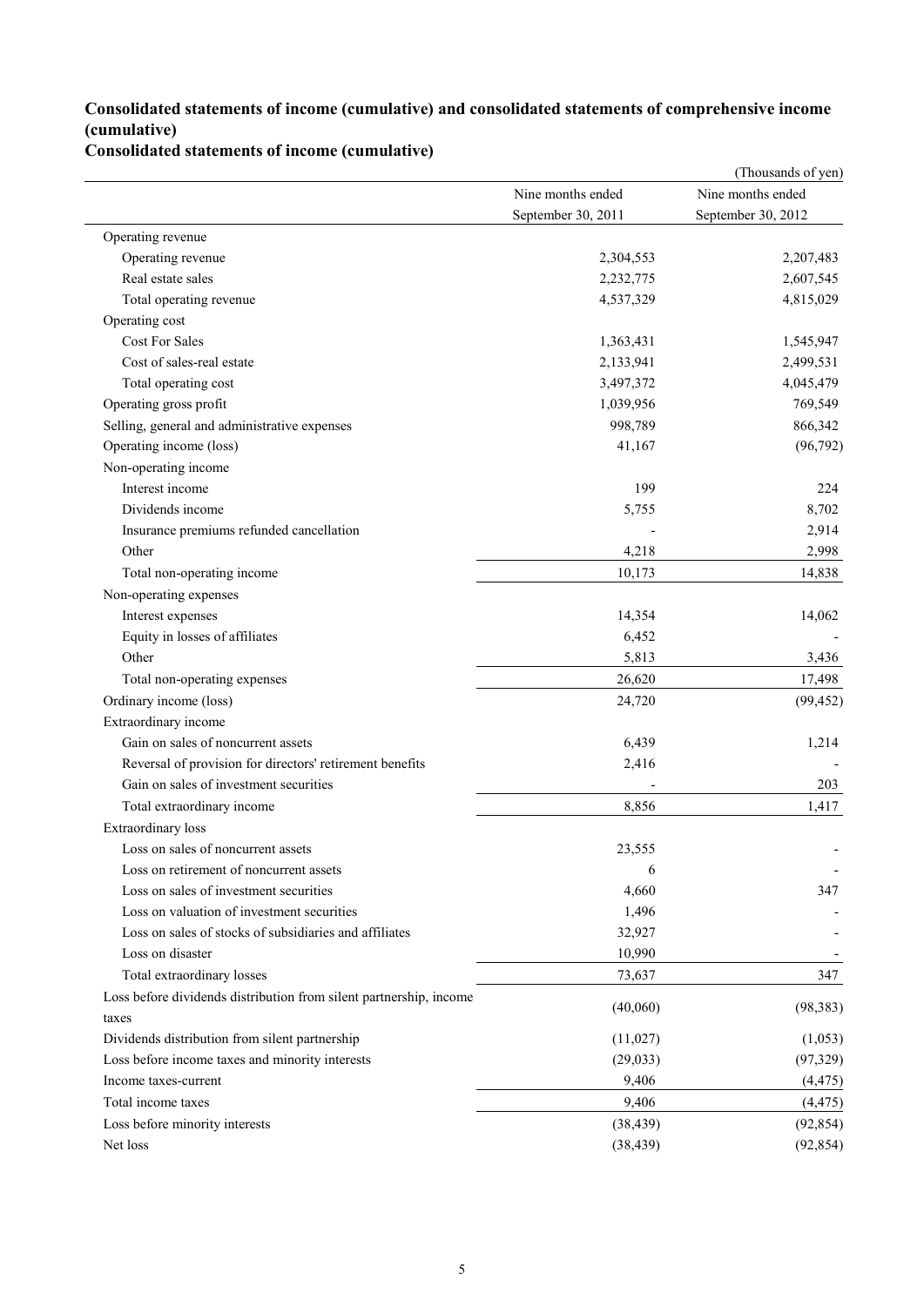## Consolidated statements of income (cumulative) and consolidated statements of comprehensive income (cumulative)

### Consolidated statements of income (cumulative)

(Thousands of yen)

| | Nine months ended September 30, 2011 | Nine months ended September 30, 2012 |
|---|---|---|
| Operating revenue | | |
| Operating revenue | 2,304,553 | 2,207,483 |
| Real estate sales | 2,232,775 | 2,607,545 |
| Total operating revenue | 4,537,329 | 4,815,029 |
| Operating cost | | |
| Cost For Sales | 1,363,431 | 1,545,947 |
| Cost of sales-real estate | 2,133,941 | 2,499,531 |
| Total operating cost | 3,497,372 | 4,045,479 |
| Operating gross profit | 1,039,956 | 769,549 |
| Selling, general and administrative expenses | 998,789 | 866,342 |
| Operating income (loss) | 41,167 | (96,792) |
| Non-operating income | | |
| Interest income | 199 | 224 |
| Dividends income | 5,755 | 8,702 |
| Insurance premiums refunded cancellation | - | 2,914 |
| Other | 4,218 | 2,998 |
| Total non-operating income | 10,173 | 14,838 |
| Non-operating expenses | | |
| Interest expenses | 14,354 | 14,062 |
| Equity in losses of affiliates | 6,452 | - |
| Other | 5,813 | 3,436 |
| Total non-operating expenses | 26,620 | 17,498 |
| Ordinary income (loss) | 24,720 | (99,452) |
| Extraordinary income | | |
| Gain on sales of noncurrent assets | 6,439 | 1,214 |
| Reversal of provision for directors' retirement benefits | 2,416 | - |
| Gain on sales of investment securities | - | 203 |
| Total extraordinary income | 8,856 | 1,417 |
| Extraordinary loss | | |
| Loss on sales of noncurrent assets | 23,555 | - |
| Loss on retirement of noncurrent assets | 6 | - |
| Loss on sales of investment securities | 4,660 | 347 |
| Loss on valuation of investment securities | 1,496 | - |
| Loss on sales of stocks of subsidiaries and affiliates | 32,927 | - |
| Loss on disaster | 10,990 | - |
| Total extraordinary losses | 73,637 | 347 |
| Loss before dividends distribution from silent partnership, income taxes | (40,060) | (98,383) |
| Dividends distribution from silent partnership | (11,027) | (1,053) |
| Loss before income taxes and minority interests | (29,033) | (97,329) |
| Income taxes-current | 9,406 | (4,475) |
| Total income taxes | 9,406 | (4,475) |
| Loss before minority interests | (38,439) | (92,854) |
| Net loss | (38,439) | (92,854) |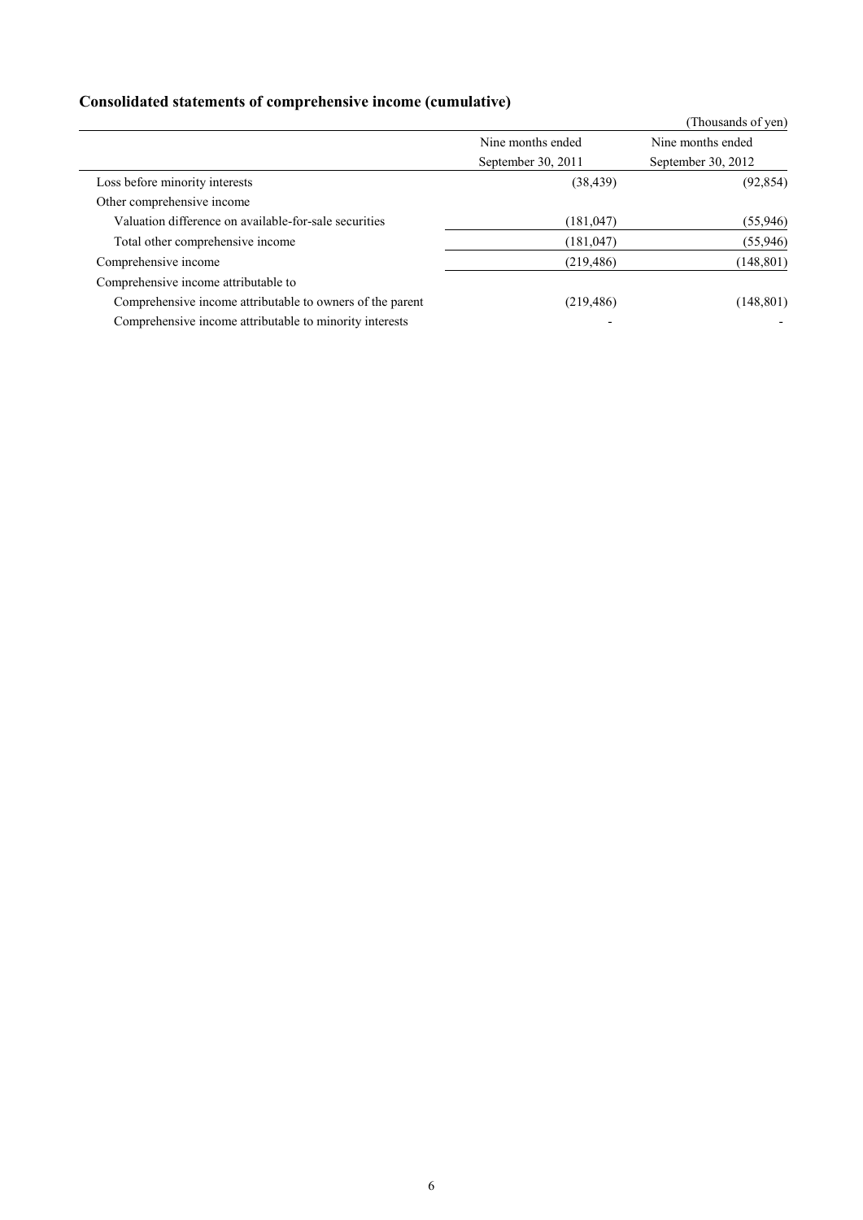## Consolidated statements of comprehensive income (cumulative)

(Thousands of yen)

| | Nine months ended September 30, 2011 | Nine months ended September 30, 2012 |
|---|---|---|
| Loss before minority interests | (38,439) | (92,854) |
| Other comprehensive income | | |
| Valuation difference on available-for-sale securities | (181,047) | (55,946) |
| Total other comprehensive income | (181,047) | (55,946) |
| Comprehensive income | (219,486) | (148,801) |
| Comprehensive income attributable to | | |
| Comprehensive income attributable to owners of the parent | (219,486) | (148,801) |
| Comprehensive income attributable to minority interests | - | - |